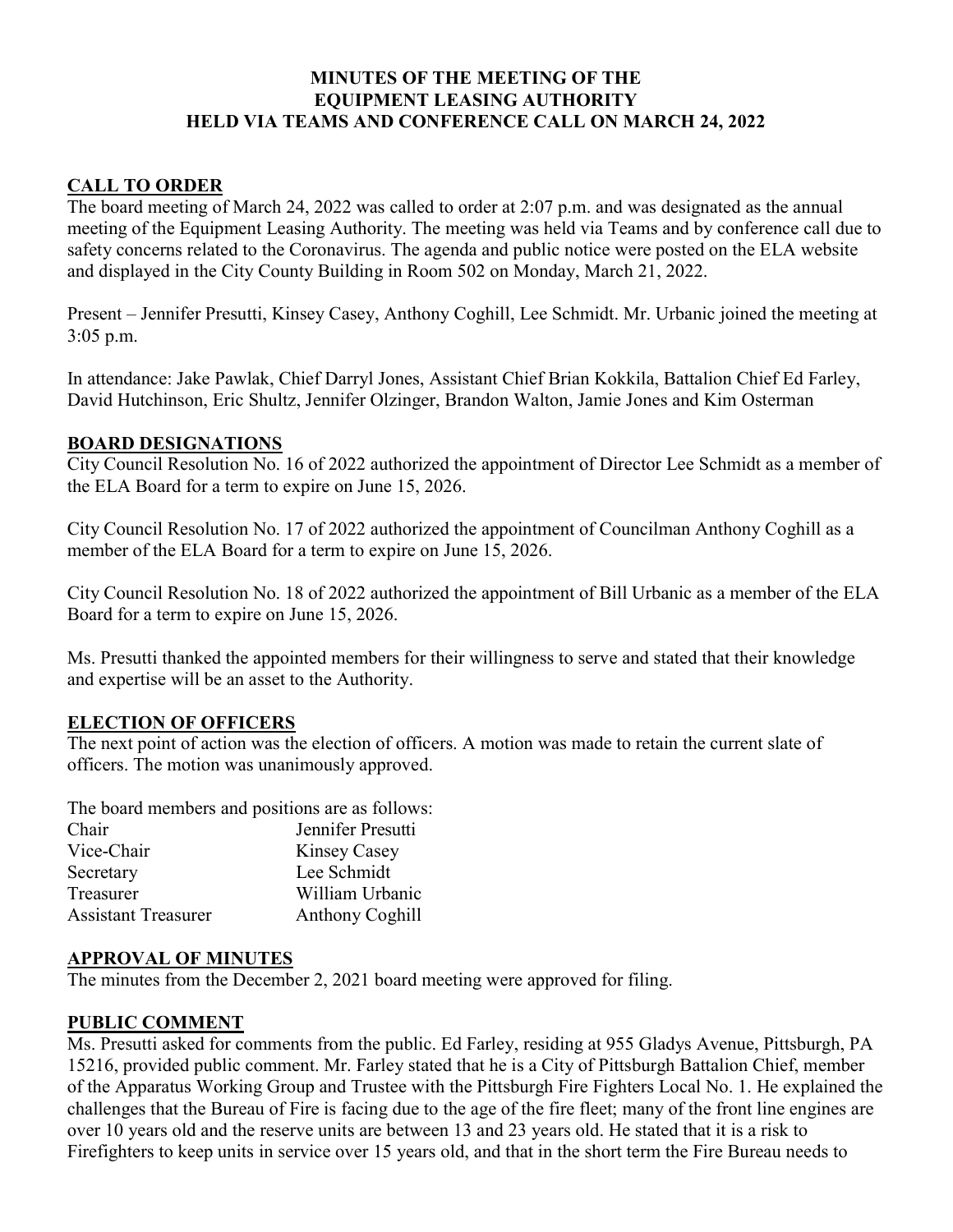# MINUTES OF THE MEETING OF THE EQUIPMENT LEASING AUTHORITY HELD VIA TEAMS AND CONFERENCE CALL ON MARCH 24, 2022

## CALL TO ORDER

The board meeting of March 24, 2022 was called to order at 2:07 p.m. and was designated as the annual meeting of the Equipment Leasing Authority. The meeting was held via Teams and by conference call due to safety concerns related to the Coronavirus. The agenda and public notice were posted on the ELA website and displayed in the City County Building in Room 502 on Monday, March 21, 2022.

Present – Jennifer Presutti, Kinsey Casey, Anthony Coghill, Lee Schmidt. Mr. Urbanic joined the meeting at 3:05 p.m.

In attendance: Jake Pawlak, Chief Darryl Jones, Assistant Chief Brian Kokkila, Battalion Chief Ed Farley, David Hutchinson, Eric Shultz, Jennifer Olzinger, Brandon Walton, Jamie Jones and Kim Osterman

## BOARD DESIGNATIONS

City Council Resolution No. 16 of 2022 authorized the appointment of Director Lee Schmidt as a member of the ELA Board for a term to expire on June 15, 2026.

City Council Resolution No. 17 of 2022 authorized the appointment of Councilman Anthony Coghill as a member of the ELA Board for a term to expire on June 15, 2026.

City Council Resolution No. 18 of 2022 authorized the appointment of Bill Urbanic as a member of the ELA Board for a term to expire on June 15, 2026.

Ms. Presutti thanked the appointed members for their willingness to serve and stated that their knowledge and expertise will be an asset to the Authority.

## ELECTION OF OFFICERS

The next point of action was the election of officers. A motion was made to retain the current slate of officers. The motion was unanimously approved.

The board members and positions are as follows:

| | |
|---|---|
| Chair | Jennifer Presutti |
| Vice-Chair | Kinsey Casey |
| Secretary | Lee Schmidt |
| Treasurer | William Urbanic |
| Assistant Treasurer | Anthony Coghill |

## APPROVAL OF MINUTES

The minutes from the December 2, 2021 board meeting were approved for filing.

## PUBLIC COMMENT

Ms. Presutti asked for comments from the public. Ed Farley, residing at 955 Gladys Avenue, Pittsburgh, PA 15216, provided public comment. Mr. Farley stated that he is a City of Pittsburgh Battalion Chief, member of the Apparatus Working Group and Trustee with the Pittsburgh Fire Fighters Local No. 1. He explained the challenges that the Bureau of Fire is facing due to the age of the fire fleet; many of the front line engines are over 10 years old and the reserve units are between 13 and 23 years old. He stated that it is a risk to Firefighters to keep units in service over 15 years old, and that in the short term the Fire Bureau needs to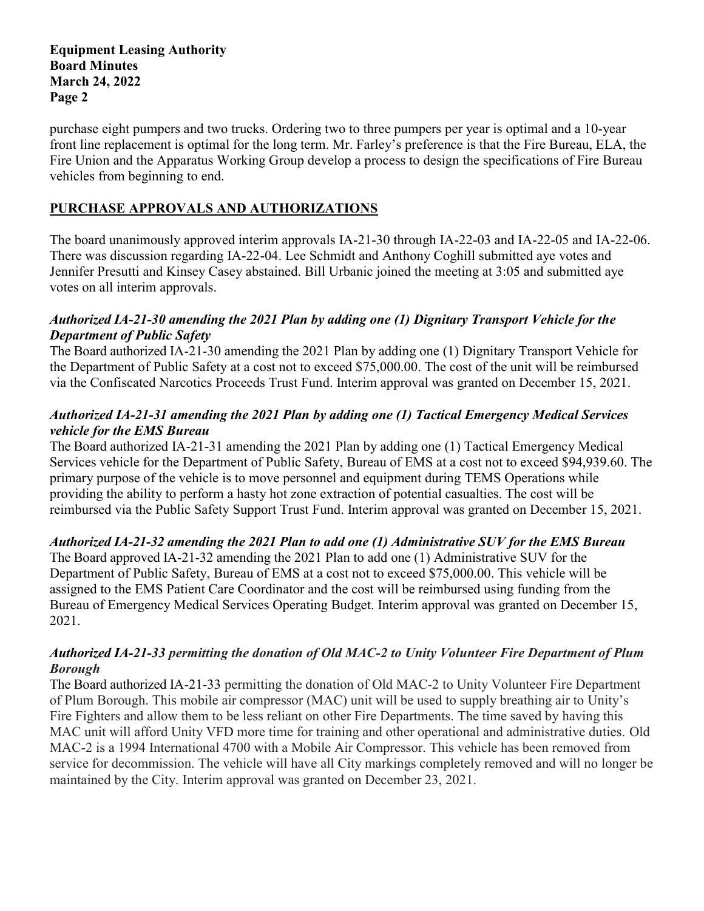purchase eight pumpers and two trucks. Ordering two to three pumpers per year is optimal and a 10-year front line replacement is optimal for the long term. Mr. Farley's preference is that the Fire Bureau, ELA, the Fire Union and the Apparatus Working Group develop a process to design the specifications of Fire Bureau vehicles from beginning to end.

## PURCHASE APPROVALS AND AUTHORIZATIONS

The board unanimously approved interim approvals IA-21-30 through IA-22-03 and IA-22-05 and IA-22-06. There was discussion regarding IA-22-04. Lee Schmidt and Anthony Coghill submitted aye votes and Jennifer Presutti and Kinsey Casey abstained. Bill Urbanic joined the meeting at 3:05 and submitted aye votes on all interim approvals.

***Authorized IA-21-30 amending the 2021 Plan by adding one (1) Dignitary Transport Vehicle for the Department of Public Safety***

The Board authorized IA-21-30 amending the 2021 Plan by adding one (1) Dignitary Transport Vehicle for the Department of Public Safety at a cost not to exceed $75,000.00. The cost of the unit will be reimbursed via the Confiscated Narcotics Proceeds Trust Fund. Interim approval was granted on December 15, 2021.

***Authorized IA-21-31 amending the 2021 Plan by adding one (1) Tactical Emergency Medical Services vehicle for the EMS Bureau***

The Board authorized IA-21-31 amending the 2021 Plan by adding one (1) Tactical Emergency Medical Services vehicle for the Department of Public Safety, Bureau of EMS at a cost not to exceed $94,939.60. The primary purpose of the vehicle is to move personnel and equipment during TEMS Operations while providing the ability to perform a hasty hot zone extraction of potential casualties. The cost will be reimbursed via the Public Safety Support Trust Fund. Interim approval was granted on December 15, 2021.

***Authorized IA-21-32 amending the 2021 Plan to add one (1) Administrative SUV for the EMS Bureau***

The Board approved IA-21-32 amending the 2021 Plan to add one (1) Administrative SUV for the Department of Public Safety, Bureau of EMS at a cost not to exceed $75,000.00. This vehicle will be assigned to the EMS Patient Care Coordinator and the cost will be reimbursed using funding from the Bureau of Emergency Medical Services Operating Budget. Interim approval was granted on December 15, 2021.

***Authorized IA-21-33 permitting the donation of Old MAC-2 to Unity Volunteer Fire Department of Plum Borough***

The Board authorized IA-21-33 permitting the donation of Old MAC-2 to Unity Volunteer Fire Department of Plum Borough. This mobile air compressor (MAC) unit will be used to supply breathing air to Unity's Fire Fighters and allow them to be less reliant on other Fire Departments. The time saved by having this MAC unit will afford Unity VFD more time for training and other operational and administrative duties. Old MAC-2 is a 1994 International 4700 with a Mobile Air Compressor. This vehicle has been removed from service for decommission. The vehicle will have all City markings completely removed and will no longer be maintained by the City. Interim approval was granted on December 23, 2021.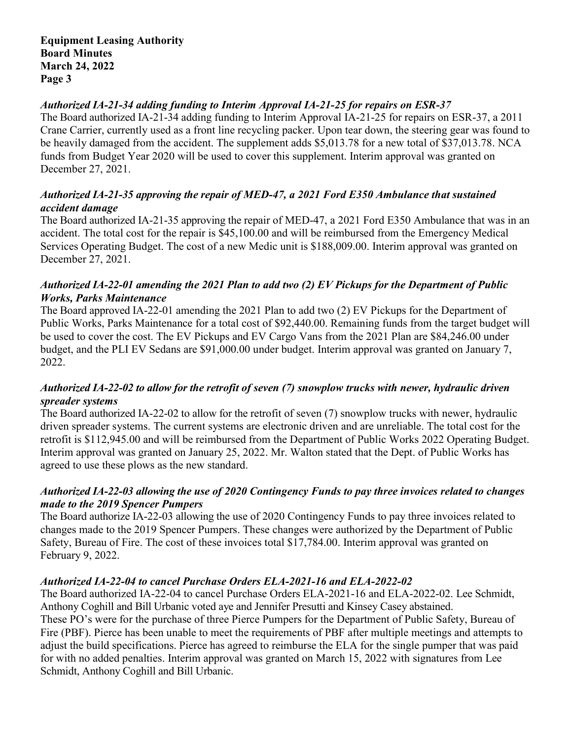### *Authorized IA-21-34 adding funding to Interim Approval IA-21-25 for repairs on ESR-37*

The Board authorized IA-21-34 adding funding to Interim Approval IA-21-25 for repairs on ESR-37, a 2011 Crane Carrier, currently used as a front line recycling packer. Upon tear down, the steering gear was found to be heavily damaged from the accident. The supplement adds $5,013.78 for a new total of $37,013.78. NCA funds from Budget Year 2020 will be used to cover this supplement. Interim approval was granted on December 27, 2021.

### *Authorized IA-21-35 approving the repair of MED-47, a 2021 Ford E350 Ambulance that sustained accident damage*

The Board authorized IA-21-35 approving the repair of MED-47, a 2021 Ford E350 Ambulance that was in an accident. The total cost for the repair is $45,100.00 and will be reimbursed from the Emergency Medical Services Operating Budget. The cost of a new Medic unit is $188,009.00. Interim approval was granted on December 27, 2021.

### *Authorized IA-22-01 amending the 2021 Plan to add two (2) EV Pickups for the Department of Public Works, Parks Maintenance*

The Board approved IA-22-01 amending the 2021 Plan to add two (2) EV Pickups for the Department of Public Works, Parks Maintenance for a total cost of $92,440.00. Remaining funds from the target budget will be used to cover the cost. The EV Pickups and EV Cargo Vans from the 2021 Plan are $84,246.00 under budget, and the PLI EV Sedans are $91,000.00 under budget. Interim approval was granted on January 7, 2022.

### *Authorized IA-22-02 to allow for the retrofit of seven (7) snowplow trucks with newer, hydraulic driven spreader systems*

The Board authorized IA-22-02 to allow for the retrofit of seven (7) snowplow trucks with newer, hydraulic driven spreader systems. The current systems are electronic driven and are unreliable. The total cost for the retrofit is $112,945.00 and will be reimbursed from the Department of Public Works 2022 Operating Budget. Interim approval was granted on January 25, 2022. Mr. Walton stated that the Dept. of Public Works has agreed to use these plows as the new standard.

### *Authorized IA-22-03 allowing the use of 2020 Contingency Funds to pay three invoices related to changes made to the 2019 Spencer Pumpers*

The Board authorize IA-22-03 allowing the use of 2020 Contingency Funds to pay three invoices related to changes made to the 2019 Spencer Pumpers. These changes were authorized by the Department of Public Safety, Bureau of Fire. The cost of these invoices total $17,784.00. Interim approval was granted on February 9, 2022.

### *Authorized IA-22-04 to cancel Purchase Orders ELA-2021-16 and ELA-2022-02*

The Board authorized IA-22-04 to cancel Purchase Orders ELA-2021-16 and ELA-2022-02. Lee Schmidt, Anthony Coghill and Bill Urbanic voted aye and Jennifer Presutti and Kinsey Casey abstained.
These PO's were for the purchase of three Pierce Pumpers for the Department of Public Safety, Bureau of Fire (PBF). Pierce has been unable to meet the requirements of PBF after multiple meetings and attempts to adjust the build specifications. Pierce has agreed to reimburse the ELA for the single pumper that was paid for with no added penalties. Interim approval was granted on March 15, 2022 with signatures from Lee Schmidt, Anthony Coghill and Bill Urbanic.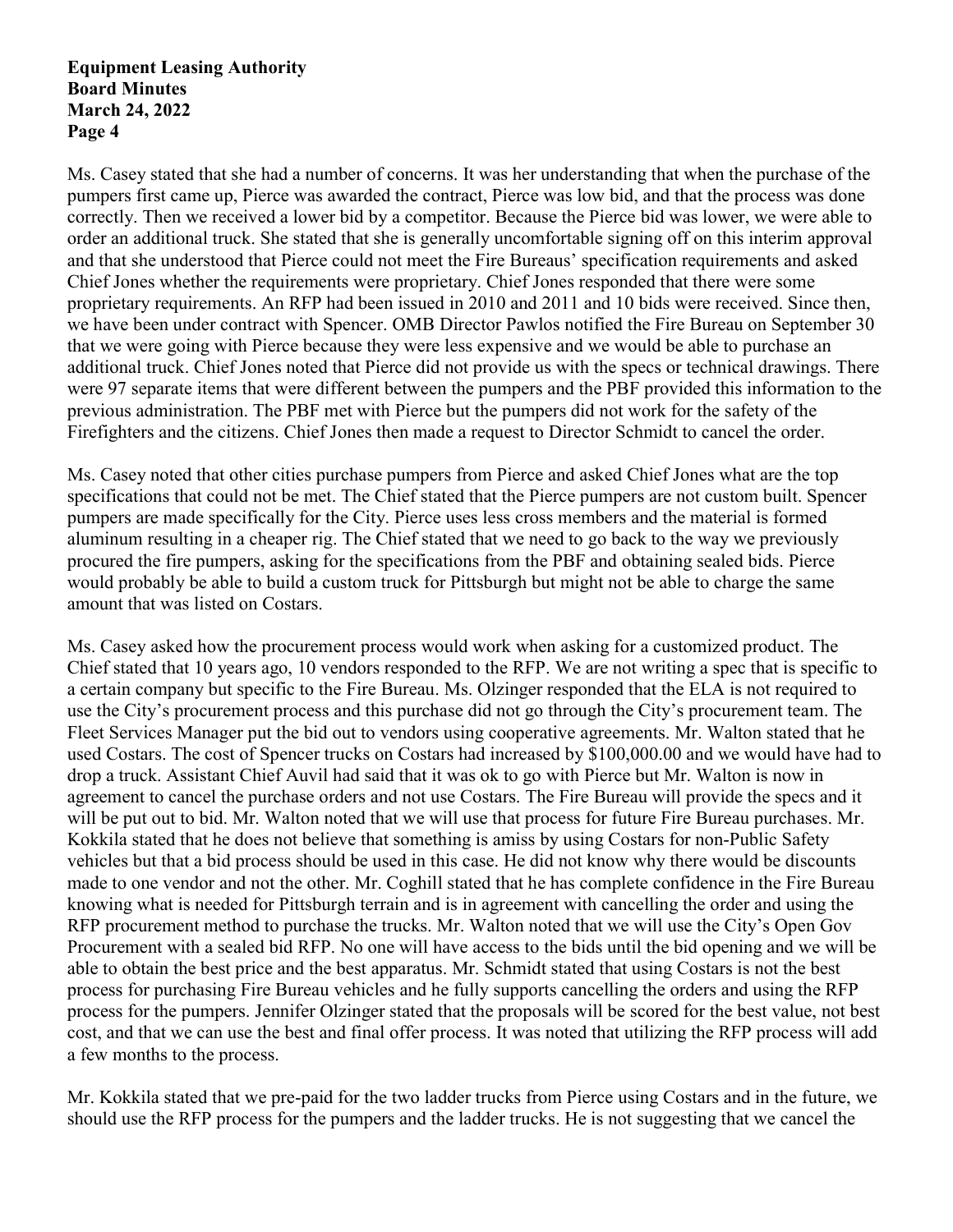Ms. Casey stated that she had a number of concerns. It was her understanding that when the purchase of the pumpers first came up, Pierce was awarded the contract, Pierce was low bid, and that the process was done correctly. Then we received a lower bid by a competitor. Because the Pierce bid was lower, we were able to order an additional truck. She stated that she is generally uncomfortable signing off on this interim approval and that she understood that Pierce could not meet the Fire Bureaus' specification requirements and asked Chief Jones whether the requirements were proprietary. Chief Jones responded that there were some proprietary requirements. An RFP had been issued in 2010 and 2011 and 10 bids were received. Since then, we have been under contract with Spencer. OMB Director Pawlos notified the Fire Bureau on September 30 that we were going with Pierce because they were less expensive and we would be able to purchase an additional truck. Chief Jones noted that Pierce did not provide us with the specs or technical drawings. There were 97 separate items that were different between the pumpers and the PBF provided this information to the previous administration. The PBF met with Pierce but the pumpers did not work for the safety of the Firefighters and the citizens. Chief Jones then made a request to Director Schmidt to cancel the order.

Ms. Casey noted that other cities purchase pumpers from Pierce and asked Chief Jones what are the top specifications that could not be met. The Chief stated that the Pierce pumpers are not custom built. Spencer pumpers are made specifically for the City. Pierce uses less cross members and the material is formed aluminum resulting in a cheaper rig. The Chief stated that we need to go back to the way we previously procured the fire pumpers, asking for the specifications from the PBF and obtaining sealed bids. Pierce would probably be able to build a custom truck for Pittsburgh but might not be able to charge the same amount that was listed on Costars.

Ms. Casey asked how the procurement process would work when asking for a customized product. The Chief stated that 10 years ago, 10 vendors responded to the RFP. We are not writing a spec that is specific to a certain company but specific to the Fire Bureau. Ms. Olzinger responded that the ELA is not required to use the City's procurement process and this purchase did not go through the City's procurement team. The Fleet Services Manager put the bid out to vendors using cooperative agreements. Mr. Walton stated that he used Costars. The cost of Spencer trucks on Costars had increased by $100,000.00 and we would have had to drop a truck. Assistant Chief Auvil had said that it was ok to go with Pierce but Mr. Walton is now in agreement to cancel the purchase orders and not use Costars. The Fire Bureau will provide the specs and it will be put out to bid. Mr. Walton noted that we will use that process for future Fire Bureau purchases. Mr. Kokkila stated that he does not believe that something is amiss by using Costars for non-Public Safety vehicles but that a bid process should be used in this case. He did not know why there would be discounts made to one vendor and not the other. Mr. Coghill stated that he has complete confidence in the Fire Bureau knowing what is needed for Pittsburgh terrain and is in agreement with cancelling the order and using the RFP procurement method to purchase the trucks. Mr. Walton noted that we will use the City's Open Gov Procurement with a sealed bid RFP. No one will have access to the bids until the bid opening and we will be able to obtain the best price and the best apparatus. Mr. Schmidt stated that using Costars is not the best process for purchasing Fire Bureau vehicles and he fully supports cancelling the orders and using the RFP process for the pumpers. Jennifer Olzinger stated that the proposals will be scored for the best value, not best cost, and that we can use the best and final offer process. It was noted that utilizing the RFP process will add a few months to the process.

Mr. Kokkila stated that we pre-paid for the two ladder trucks from Pierce using Costars and in the future, we should use the RFP process for the pumpers and the ladder trucks. He is not suggesting that we cancel the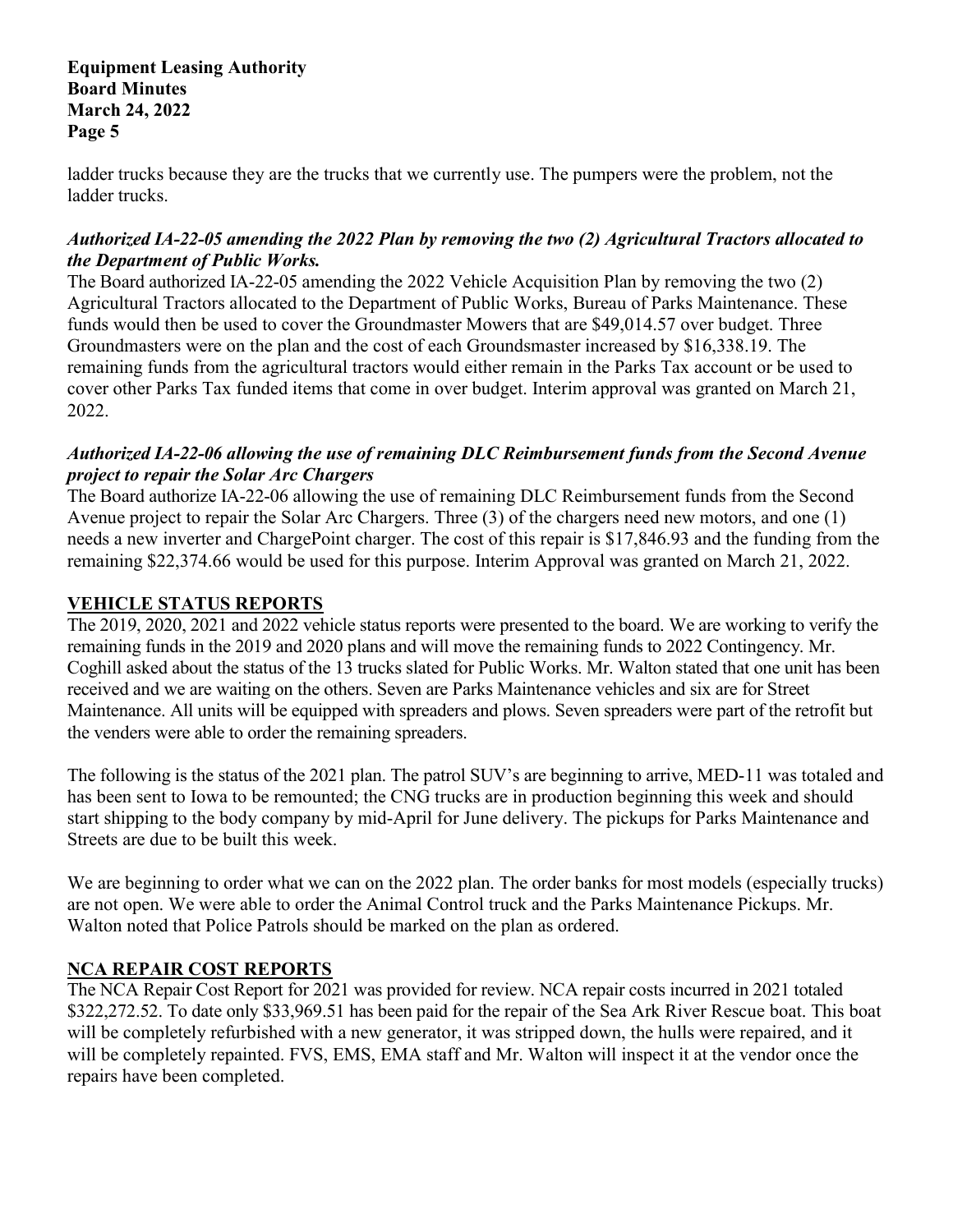ladder trucks because they are the trucks that we currently use. The pumpers were the problem, not the ladder trucks.

***Authorized IA-22-05 amending the 2022 Plan by removing the two (2) Agricultural Tractors allocated to the Department of Public Works.***

The Board authorized IA-22-05 amending the 2022 Vehicle Acquisition Plan by removing the two (2) Agricultural Tractors allocated to the Department of Public Works, Bureau of Parks Maintenance. These funds would then be used to cover the Groundmaster Mowers that are $49,014.57 over budget. Three Groundmasters were on the plan and the cost of each Groundsmaster increased by $16,338.19. The remaining funds from the agricultural tractors would either remain in the Parks Tax account or be used to cover other Parks Tax funded items that come in over budget. Interim approval was granted on March 21, 2022.

***Authorized IA-22-06 allowing the use of remaining DLC Reimbursement funds from the Second Avenue project to repair the Solar Arc Chargers***

The Board authorize IA-22-06 allowing the use of remaining DLC Reimbursement funds from the Second Avenue project to repair the Solar Arc Chargers. Three (3) of the chargers need new motors, and one (1) needs a new inverter and ChargePoint charger. The cost of this repair is $17,846.93 and the funding from the remaining $22,374.66 would be used for this purpose. Interim Approval was granted on March 21, 2022.

## VEHICLE STATUS REPORTS

The 2019, 2020, 2021 and 2022 vehicle status reports were presented to the board. We are working to verify the remaining funds in the 2019 and 2020 plans and will move the remaining funds to 2022 Contingency. Mr. Coghill asked about the status of the 13 trucks slated for Public Works. Mr. Walton stated that one unit has been received and we are waiting on the others. Seven are Parks Maintenance vehicles and six are for Street Maintenance. All units will be equipped with spreaders and plows. Seven spreaders were part of the retrofit but the venders were able to order the remaining spreaders.

The following is the status of the 2021 plan. The patrol SUV's are beginning to arrive, MED-11 was totaled and has been sent to Iowa to be remounted; the CNG trucks are in production beginning this week and should start shipping to the body company by mid-April for June delivery. The pickups for Parks Maintenance and Streets are due to be built this week.

We are beginning to order what we can on the 2022 plan. The order banks for most models (especially trucks) are not open. We were able to order the Animal Control truck and the Parks Maintenance Pickups. Mr. Walton noted that Police Patrols should be marked on the plan as ordered.

## NCA REPAIR COST REPORTS

The NCA Repair Cost Report for 2021 was provided for review. NCA repair costs incurred in 2021 totaled $322,272.52. To date only $33,969.51 has been paid for the repair of the Sea Ark River Rescue boat. This boat will be completely refurbished with a new generator, it was stripped down, the hulls were repaired, and it will be completely repainted. FVS, EMS, EMA staff and Mr. Walton will inspect it at the vendor once the repairs have been completed.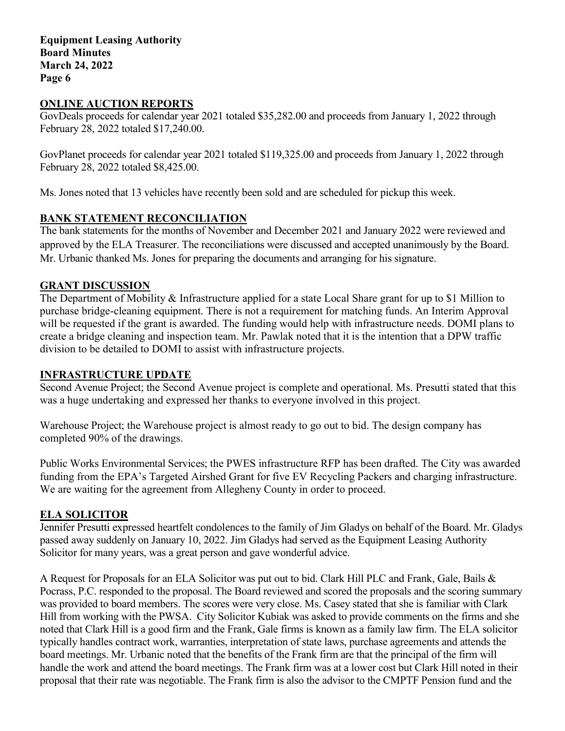## ONLINE AUCTION REPORTS

GovDeals proceeds for calendar year 2021 totaled $35,282.00 and proceeds from January 1, 2022 through February 28, 2022 totaled $17,240.00.

GovPlanet proceeds for calendar year 2021 totaled $119,325.00 and proceeds from January 1, 2022 through February 28, 2022 totaled $8,425.00.

Ms. Jones noted that 13 vehicles have recently been sold and are scheduled for pickup this week.

## BANK STATEMENT RECONCILIATION

The bank statements for the months of November and December 2021 and January 2022 were reviewed and approved by the ELA Treasurer. The reconciliations were discussed and accepted unanimously by the Board. Mr. Urbanic thanked Ms. Jones for preparing the documents and arranging for his signature.

## GRANT DISCUSSION

The Department of Mobility & Infrastructure applied for a state Local Share grant for up to $1 Million to purchase bridge-cleaning equipment. There is not a requirement for matching funds. An Interim Approval will be requested if the grant is awarded. The funding would help with infrastructure needs. DOMI plans to create a bridge cleaning and inspection team. Mr. Pawlak noted that it is the intention that a DPW traffic division to be detailed to DOMI to assist with infrastructure projects.

## INFRASTRUCTURE UPDATE

Second Avenue Project; the Second Avenue project is complete and operational. Ms. Presutti stated that this was a huge undertaking and expressed her thanks to everyone involved in this project.

Warehouse Project; the Warehouse project is almost ready to go out to bid. The design company has completed 90% of the drawings.

Public Works Environmental Services; the PWES infrastructure RFP has been drafted. The City was awarded funding from the EPA's Targeted Airshed Grant for five EV Recycling Packers and charging infrastructure. We are waiting for the agreement from Allegheny County in order to proceed.

## ELA SOLICITOR

Jennifer Presutti expressed heartfelt condolences to the family of Jim Gladys on behalf of the Board. Mr. Gladys passed away suddenly on January 10, 2022. Jim Gladys had served as the Equipment Leasing Authority Solicitor for many years, was a great person and gave wonderful advice.

A Request for Proposals for an ELA Solicitor was put out to bid. Clark Hill PLC and Frank, Gale, Bails & Pocrass, P.C. responded to the proposal. The Board reviewed and scored the proposals and the scoring summary was provided to board members. The scores were very close. Ms. Casey stated that she is familiar with Clark Hill from working with the PWSA. City Solicitor Kubiak was asked to provide comments on the firms and she noted that Clark Hill is a good firm and the Frank, Gale firms is known as a family law firm. The ELA solicitor typically handles contract work, warranties, interpretation of state laws, purchase agreements and attends the board meetings. Mr. Urbanic noted that the benefits of the Frank firm are that the principal of the firm will handle the work and attend the board meetings. The Frank firm was at a lower cost but Clark Hill noted in their proposal that their rate was negotiable. The Frank firm is also the advisor to the CMPTF Pension fund and the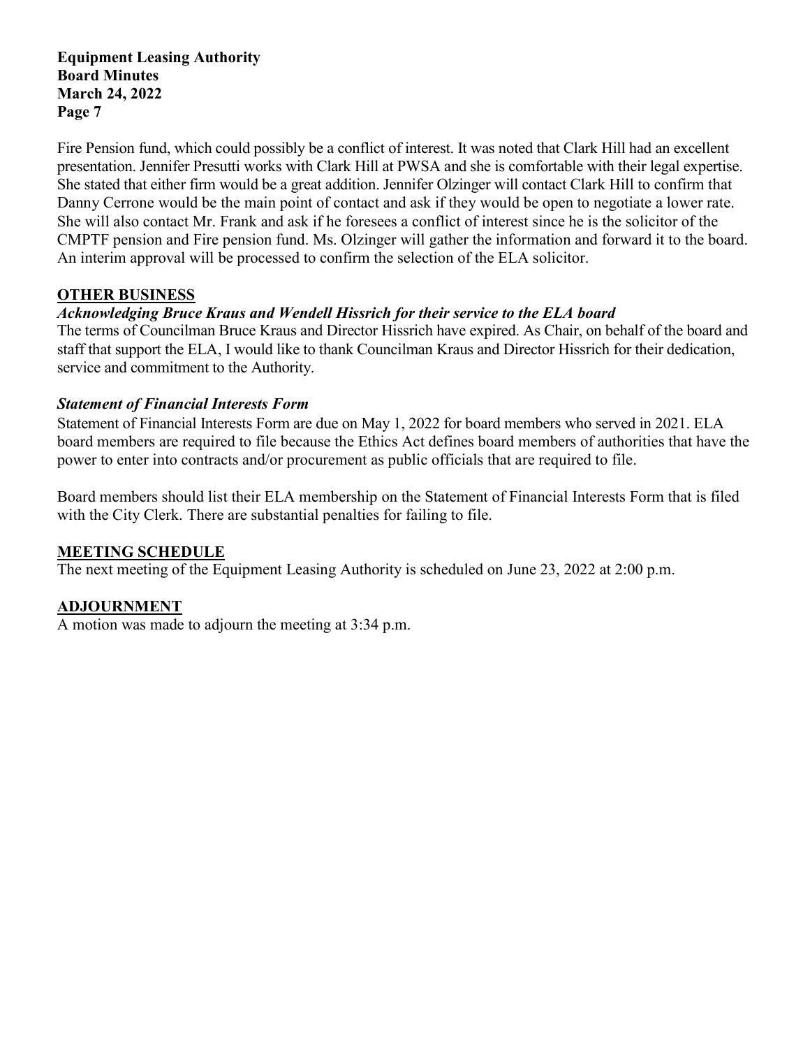Fire Pension fund, which could possibly be a conflict of interest. It was noted that Clark Hill had an excellent presentation. Jennifer Presutti works with Clark Hill at PWSA and she is comfortable with their legal expertise. She stated that either firm would be a great addition. Jennifer Olzinger will contact Clark Hill to confirm that Danny Cerrone would be the main point of contact and ask if they would be open to negotiate a lower rate. She will also contact Mr. Frank and ask if he foresees a conflict of interest since he is the solicitor of the CMPTF pension and Fire pension fund. Ms. Olzinger will gather the information and forward it to the board. An interim approval will be processed to confirm the selection of the ELA solicitor.

## OTHER BUSINESS

### *Acknowledging Bruce Kraus and Wendell Hissrich for their service to the ELA board*

The terms of Councilman Bruce Kraus and Director Hissrich have expired. As Chair, on behalf of the board and staff that support the ELA, I would like to thank Councilman Kraus and Director Hissrich for their dedication, service and commitment to the Authority.

### *Statement of Financial Interests Form*

Statement of Financial Interests Form are due on May 1, 2022 for board members who served in 2021. ELA board members are required to file because the Ethics Act defines board members of authorities that have the power to enter into contracts and/or procurement as public officials that are required to file.

Board members should list their ELA membership on the Statement of Financial Interests Form that is filed with the City Clerk. There are substantial penalties for failing to file.

## MEETING SCHEDULE

The next meeting of the Equipment Leasing Authority is scheduled on June 23, 2022 at 2:00 p.m.

## ADJOURNMENT

A motion was made to adjourn the meeting at 3:34 p.m.